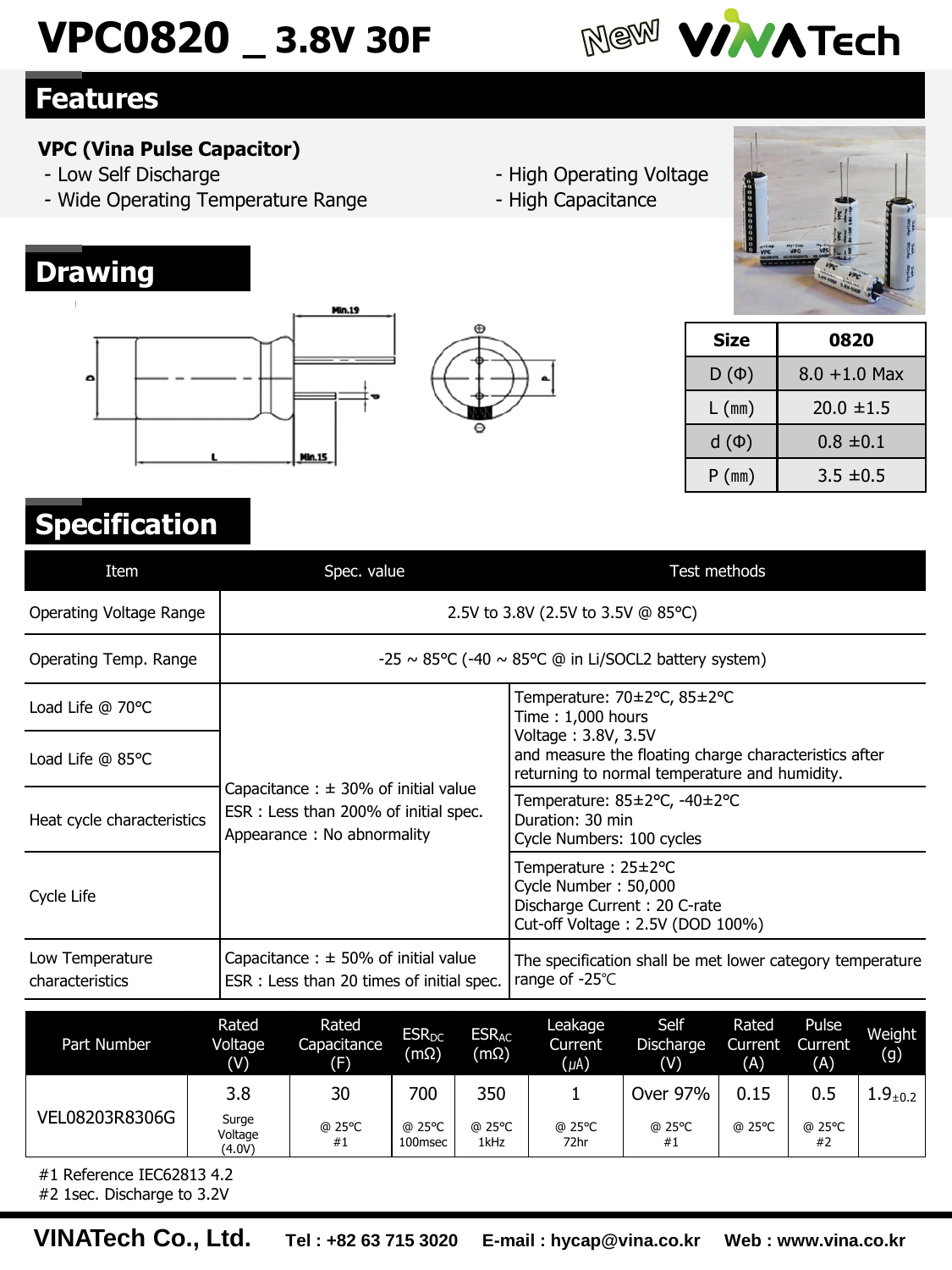# VPC0820 _ 3.8V 30F

New VINATech

## Features

**VPC (Vina Pulse Capacitor)**

- Low Self Discharge
- Wide Operating Temperature Range
- High Operating Voltage
- High Capacitance

## Drawing

| Size | 0820 |
|---|---|
| D (Φ) | 8.0 +1.0 Max |
| L (mm) | 20.0 ±1.5 |
| d (Φ) | 0.8 ±0.1 |
| P (mm) | 3.5 ±0.5 |

## Specification

| Item | Spec. value | Test methods |
|---|---|---|
| Operating Voltage Range | 2.5V to 3.8V (2.5V to 3.5V @ 85°C) | |
| Operating Temp. Range | -25 ~ 85°C (-40 ~ 85°C @ in Li/SOCL2 battery system) | |
| Load Life @ 70°C | Capacitance : ± 30% of initial value<br>ESR : Less than 200% of initial spec.<br>Appearance : No abnormality | Temperature: 70±2°C, 85±2°C<br>Time : 1,000 hours<br>Voltage : 3.8V, 3.5V<br>and measure the floating charge characteristics after returning to normal temperature and humidity. |
| Load Life @ 85°C | | |
| Heat cycle characteristics | | Temperature: 85±2°C, -40±2°C<br>Duration: 30 min<br>Cycle Numbers: 100 cycles |
| Cycle Life | | Temperature : 25±2°C<br>Cycle Number : 50,000<br>Discharge Current : 20 C-rate<br>Cut-off Voltage : 2.5V (DOD 100%) |
| Low Temperature characteristics | Capacitance : ± 50% of initial value<br>ESR : Less than 20 times of initial spec. | The specification shall be met lower category temperature range of -25℃ |

| Part Number | Rated Voltage (V) | Rated Capacitance (F) | $ESR_{DC}$ (mΩ) | $ESR_{AC}$ (mΩ) | Leakage Current (μA) | Self Discharge (V) | Rated Current (A) | Pulse Current (A) | Weight (g) |
|---|---|---|---|---|---|---|---|---|---|
| VEL08203R8306G | 3.8<br>Surge Voltage (4.0V) | 30<br>@ 25°C #1 | 700<br>@ 25°C 100msec | 350<br>@ 25°C 1kHz | 1<br>@ 25°C 72hr | Over 97%<br>@ 25°C #1 | 0.15<br>@ 25°C | 0.5<br>@ 25°C #2 | $1.9_{\pm 0.2}$ |

#1 Reference IEC62813 4.2
#2 1sec. Discharge to 3.2V

**VINATech Co., Ltd.** **Tel : +82 63 715 3020** **E-mail : hycap@vina.co.kr** **Web : www.vina.co.kr**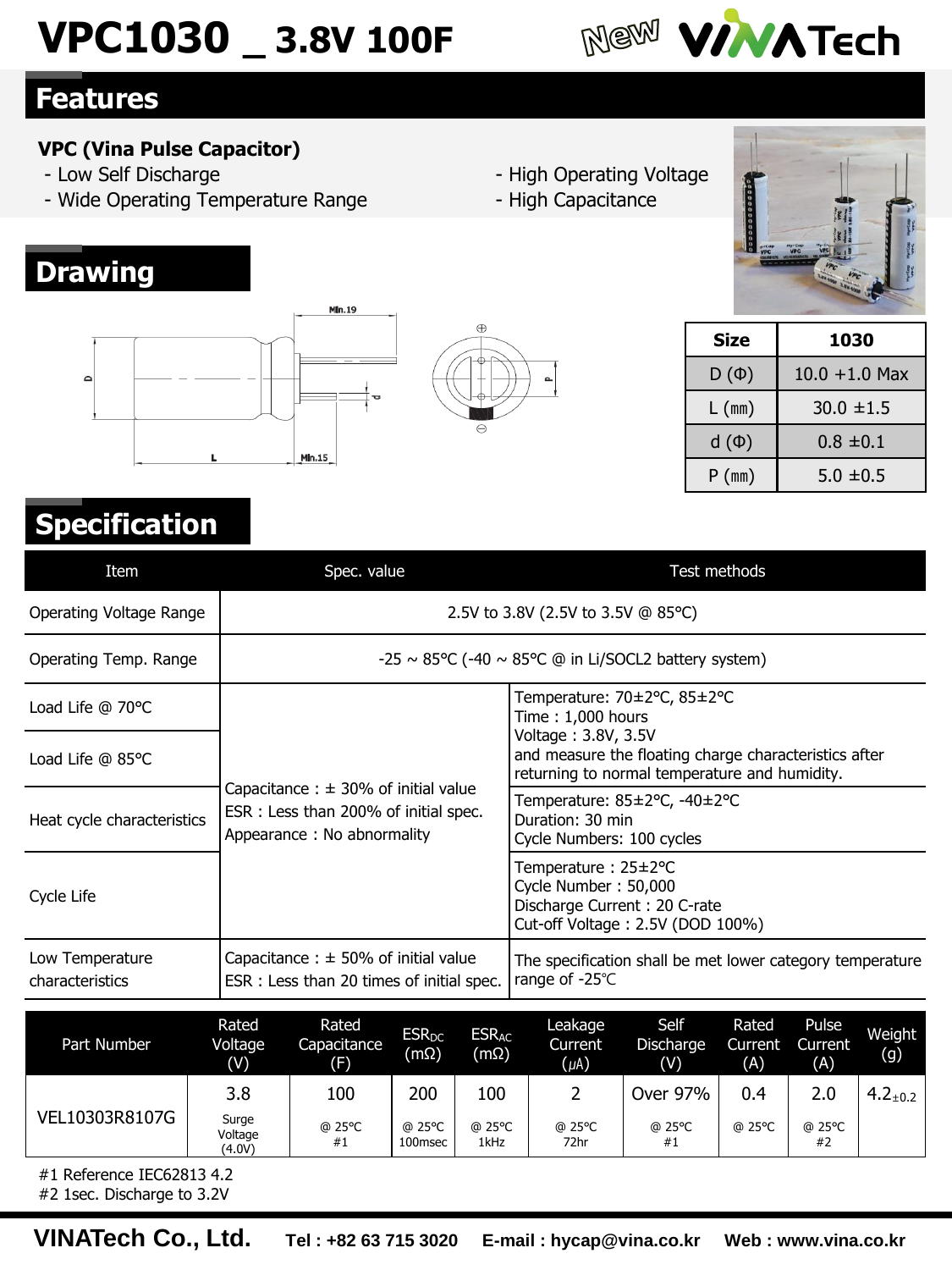# VPC1030 _ 3.8V 100F

## Features

**VPC (Vina Pulse Capacitor)**

- Low Self Discharge
- Wide Operating Temperature Range
- High Operating Voltage
- High Capacitance

## Drawing

| Size | 1030 |
|---|---|
| D (Φ) | 10.0 +1.0 Max |
| L (mm) | 30.0 ±1.5 |
| d (Φ) | 0.8 ±0.1 |
| P (mm) | 5.0 ±0.5 |

## Specification

| Item | Spec. value | Test methods |
|---|---|---|
| Operating Voltage Range | 2.5V to 3.8V (2.5V to 3.5V @ 85℃) | |
| Operating Temp. Range | -25 ~ 85℃ (-40 ~ 85℃ @ in Li/SOCL2 battery system) | |
| Load Life @ 70℃ | Capacitance : ± 30% of initial value<br>ESR : Less than 200% of initial spec.<br>Appearance : No abnormality | Temperature: 70±2℃, 85±2℃<br>Time : 1,000 hours<br>Voltage : 3.8V, 3.5V<br>and measure the floating charge characteristics after returning to normal temperature and humidity. |
| Load Life @ 85℃ | | |
| Heat cycle characteristics | | Temperature: 85±2℃, -40±2℃<br>Duration: 30 min<br>Cycle Numbers: 100 cycles |
| Cycle Life | | Temperature : 25±2℃<br>Cycle Number : 50,000<br>Discharge Current : 20 C-rate<br>Cut-off Voltage : 2.5V (DOD 100%) |
| Low Temperature characteristics | Capacitance : ± 50% of initial value<br>ESR : Less than 20 times of initial spec. | The specification shall be met lower category temperature range of -25℃ |

| Part Number | Rated Voltage (V) | Rated Capacitance (F) | $ESR_{DC}$ (mΩ) | $ESR_{AC}$ (mΩ) | Leakage Current (μA) | Self Discharge (V) | Rated Current (A) | Pulse Current (A) | Weight (g) |
|---|---|---|---|---|---|---|---|---|---|
| VEL10303R8107G | 3.8<br>Surge Voltage (4.0V) | 100<br>@ 25℃ #1 | 200<br>@ 25℃ 100msec | 100<br>@ 25℃ 1kHz | 2<br>@ 25℃ 72hr | Over 97%<br>@ 25℃ #1 | 0.4<br>@ 25℃ | 2.0<br>@ 25℃ #2 | $4.2_{\pm0.2}$ |

#1 Reference IEC62813 4.2
#2 1sec. Discharge to 3.2V

**VINATech Co., Ltd.** **Tel : +82 63 715 3020** **E-mail : hycap@vina.co.kr** **Web : www.vina.co.kr**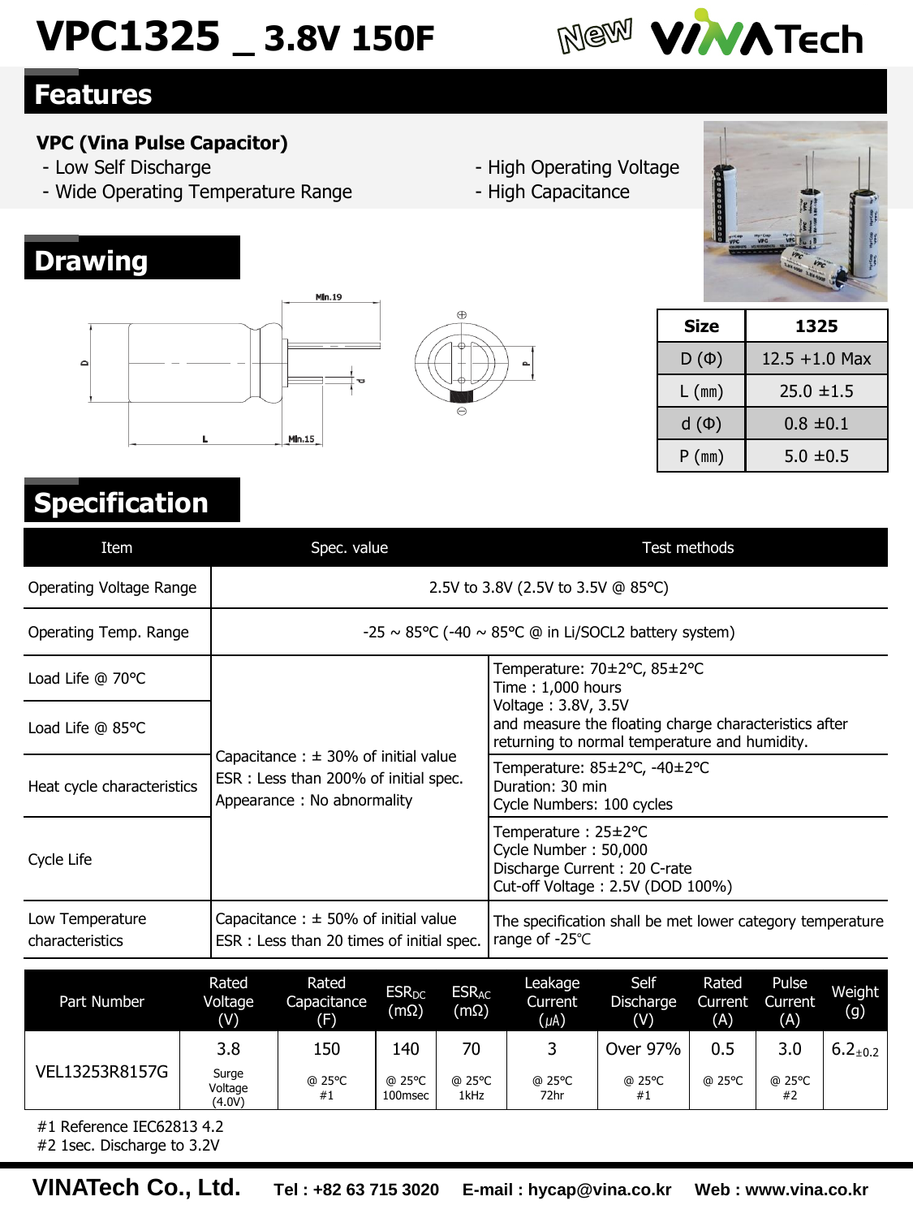# VPC1325 _ 3.8V 150F

New VINATech

## Features

**VPC (Vina Pulse Capacitor)**

- Low Self Discharge
- Wide Operating Temperature Range
- High Operating Voltage
- High Capacitance

## Drawing

| Size | 1325 |
|---|---|
| D (Φ) | 12.5 +1.0 Max |
| L (mm) | 25.0 ±1.5 |
| d (Φ) | 0.8 ±0.1 |
| P (mm) | 5.0 ±0.5 |

## Specification

| Item | Spec. value | Test methods |
|---|---|---|
| Operating Voltage Range | 2.5V to 3.8V (2.5V to 3.5V @ 85°C) | |
| Operating Temp. Range | -25 ~ 85°C (-40 ~ 85°C @ in Li/SOCL2 battery system) | |
| Load Life @ 70°C | Capacitance : ± 30% of initial value<br>ESR : Less than 200% of initial spec.<br>Appearance : No abnormality | Temperature: 70±2°C, 85±2°C<br>Time : 1,000 hours<br>Voltage : 3.8V, 3.5V<br>and measure the floating charge characteristics after returning to normal temperature and humidity. |
| Load Life @ 85°C | | |
| Heat cycle characteristics | | Temperature: 85±2°C, -40±2°C<br>Duration: 30 min<br>Cycle Numbers: 100 cycles |
| Cycle Life | | Temperature : 25±2°C<br>Cycle Number : 50,000<br>Discharge Current : 20 C-rate<br>Cut-off Voltage : 2.5V (DOD 100%) |
| Low Temperature characteristics | Capacitance : ± 50% of initial value<br>ESR : Less than 20 times of initial spec. | The specification shall be met lower category temperature range of -25℃ |

| Part Number | Rated Voltage (V) | Rated Capacitance (F) | $ESR_{DC}$ (mΩ) | $ESR_{AC}$ (mΩ) | Leakage Current (μA) | Self Discharge (V) | Rated Current (A) | Pulse Current (A) | Weight (g) |
|---|---|---|---|---|---|---|---|---|---|
| VEL13253R8157G | 3.8<br>Surge Voltage (4.0V) | 150<br>@ 25°C #1 | 140<br>@ 25°C 100msec | 70<br>@ 25°C 1kHz | 3<br>@ 25°C 72hr | Over 97%<br>@ 25°C #1 | 0.5<br>@ 25°C | 3.0<br>@ 25°C #2 | $6.2_{\pm 0.2}$ |

#1 Reference IEC62813 4.2
#2 1sec. Discharge to 3.2V

**VINATech Co., Ltd.** **Tel : +82 63 715 3020** **E-mail : hycap@vina.co.kr** **Web : www.vina.co.kr**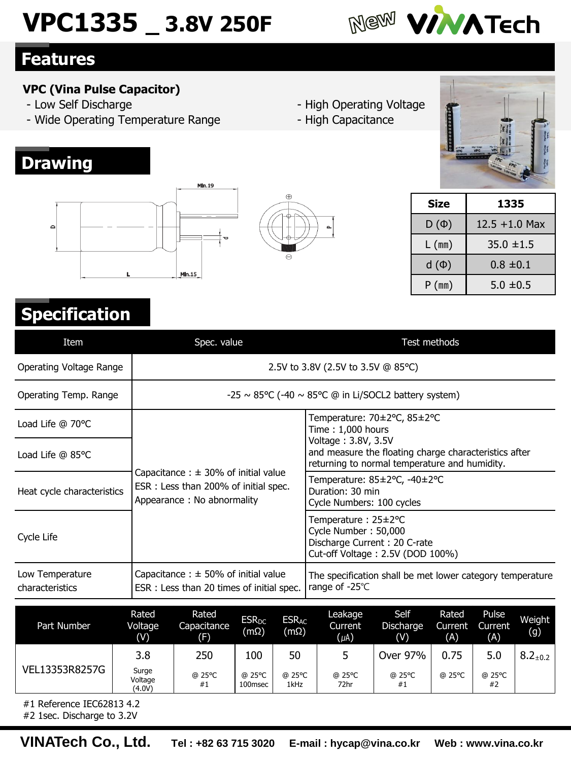# VPC1335 _ 3.8V 250F

New VINATech

## Features

**VPC (Vina Pulse Capacitor)**

- Low Self Discharge
- Wide Operating Temperature Range
- High Operating Voltage
- High Capacitance

## Drawing

Min.19

D

d

L

Min.15

P

| Size | 1335 |
|---|---|
| D (Φ) | 12.5 +1.0 Max |
| L (mm) | 35.0 ±1.5 |
| d (Φ) | 0.8 ±0.1 |
| P (mm) | 5.0 ±0.5 |

## Specification

| Item | Spec. value | Test methods |
|---|---|---|
| Operating Voltage Range | 2.5V to 3.8V (2.5V to 3.5V @ 85℃) | |
| Operating Temp. Range | -25 ~ 85℃ (-40 ~ 85℃ @ in Li/SOCL2 battery system) | |
| Load Life @ 70℃ | Capacitance : ± 30% of initial value<br>ESR : Less than 200% of initial spec.<br>Appearance : No abnormality | Temperature: 70±2℃, 85±2℃<br>Time : 1,000 hours<br>Voltage : 3.8V, 3.5V<br>and measure the floating charge characteristics after returning to normal temperature and humidity. |
| Load Life @ 85℃ | | |
| Heat cycle characteristics | | Temperature: 85±2℃, -40±2℃<br>Duration: 30 min<br>Cycle Numbers: 100 cycles |
| Cycle Life | | Temperature : 25±2℃<br>Cycle Number : 50,000<br>Discharge Current : 20 C-rate<br>Cut-off Voltage : 2.5V (DOD 100%) |
| Low Temperature characteristics | Capacitance : ± 50% of initial value<br>ESR : Less than 20 times of initial spec. | The specification shall be met lower category temperature range of -25℃ |

| Part Number | Rated Voltage (V) | Rated Capacitance (F) | $ESR_{DC}$ (mΩ) | $ESR_{AC}$ (mΩ) | Leakage Current (㎂) | Self Discharge (V) | Rated Current (A) | Pulse Current (A) | Weight (g) |
|---|---|---|---|---|---|---|---|---|---|
| VEL13353R8257G | 3.8<br>Surge Voltage (4.0V) | 250<br>@ 25℃ #1 | 100<br>@ 25℃ 100msec | 50<br>@ 25℃ 1kHz | 5<br>@ 25℃ 72hr | Over 97%<br>@ 25℃ #1 | 0.75<br>@ 25℃ | 5.0<br>@ 25℃ #2 | $8.2_{\pm 0.2}$ |

#1 Reference IEC62813 4.2
#2 1sec. Discharge to 3.2V

**VINATech Co., Ltd.** **Tel : +82 63 715 3020** **E-mail : hycap@vina.co.kr** **Web : www.vina.co.kr**